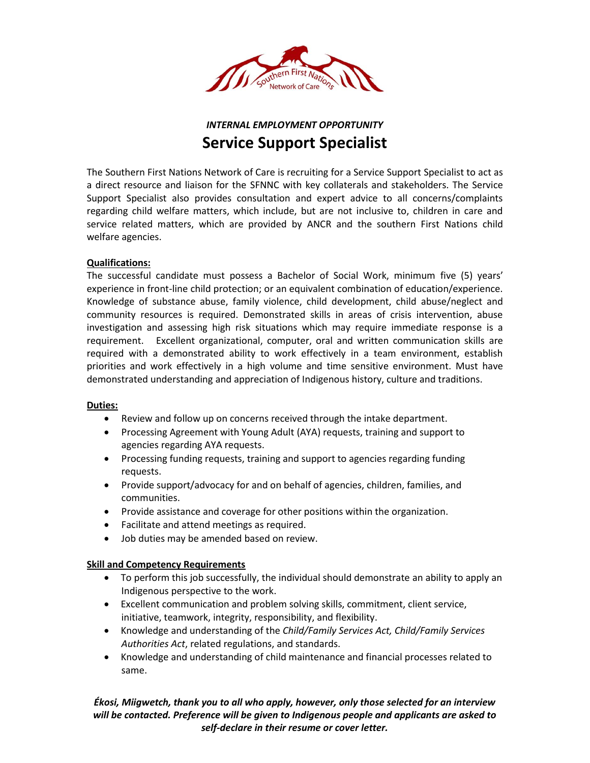*INTERNAL EMPLOYMENT OPPORTUNITY*

# Service Support Specialist

The Southern First Nations Network of Care is recruiting for a Service Support Specialist to act as a direct resource and liaison for the SFNNC with key collaterals and stakeholders. The Service Support Specialist also provides consultation and expert advice to all concerns/complaints regarding child welfare matters, which include, but are not inclusive to, children in care and service related matters, which are provided by ANCR and the southern First Nations child welfare agencies.

**Qualifications:**

The successful candidate must possess a Bachelor of Social Work, minimum five (5) years' experience in front-line child protection; or an equivalent combination of education/experience. Knowledge of substance abuse, family violence, child development, child abuse/neglect and community resources is required. Demonstrated skills in areas of crisis intervention, abuse investigation and assessing high risk situations which may require immediate response is a requirement. Excellent organizational, computer, oral and written communication skills are required with a demonstrated ability to work effectively in a team environment, establish priorities and work effectively in a high volume and time sensitive environment. Must have demonstrated understanding and appreciation of Indigenous history, culture and traditions.

**Duties:**

- Review and follow up on concerns received through the intake department.
- Processing Agreement with Young Adult (AYA) requests, training and support to agencies regarding AYA requests.
- Processing funding requests, training and support to agencies regarding funding requests.
- Provide support/advocacy for and on behalf of agencies, children, families, and communities.
- Provide assistance and coverage for other positions within the organization.
- Facilitate and attend meetings as required.
- Job duties may be amended based on review.

**Skill and Competency Requirements**

- To perform this job successfully, the individual should demonstrate an ability to apply an Indigenous perspective to the work.
- Excellent communication and problem solving skills, commitment, client service, initiative, teamwork, integrity, responsibility, and flexibility.
- Knowledge and understanding of the *Child/Family Services Act, Child/Family Services Authorities Act*, related regulations, and standards.
- Knowledge and understanding of child maintenance and financial processes related to same.

***Ékosi, Miigwetch, thank you to all who apply, however, only those selected for an interview will be contacted. Preference will be given to Indigenous people and applicants are asked to self-declare in their resume or cover letter.***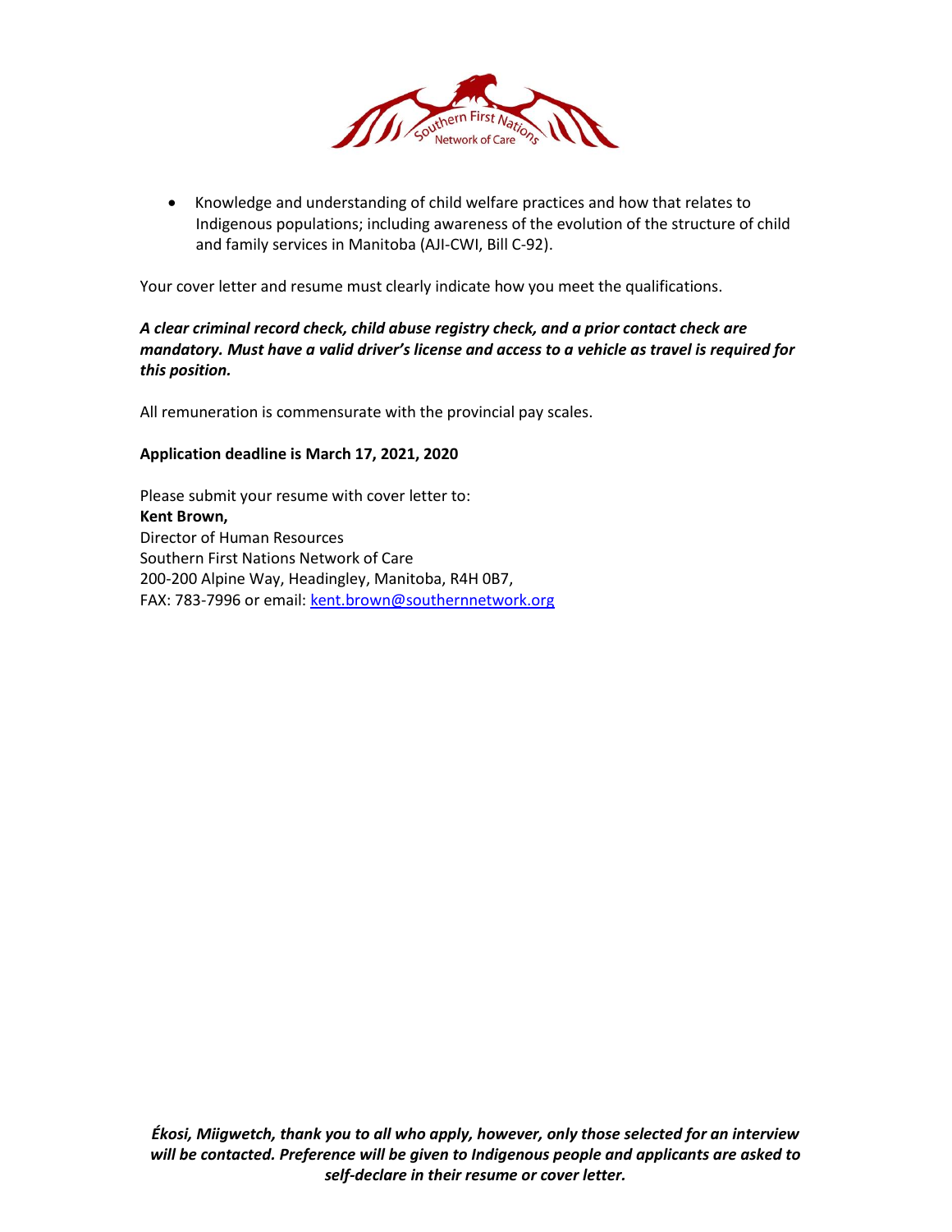- Knowledge and understanding of child welfare practices and how that relates to Indigenous populations; including awareness of the evolution of the structure of child and family services in Manitoba (AJI-CWI, Bill C-92).

Your cover letter and resume must clearly indicate how you meet the qualifications.

***A clear criminal record check, child abuse registry check, and a prior contact check are mandatory. Must have a valid driver's license and access to a vehicle as travel is required for this position.***

All remuneration is commensurate with the provincial pay scales.

**Application deadline is March 17, 2021, 2020**

Please submit your resume with cover letter to:
**Kent Brown,**
Director of Human Resources
Southern First Nations Network of Care
200-200 Alpine Way, Headingley, Manitoba, R4H 0B7,
FAX: 783-7996 or email: kent.brown@southernnetwork.org

***Ékosi, Miigwetch, thank you to all who apply, however, only those selected for an interview will be contacted. Preference will be given to Indigenous people and applicants are asked to self-declare in their resume or cover letter.***